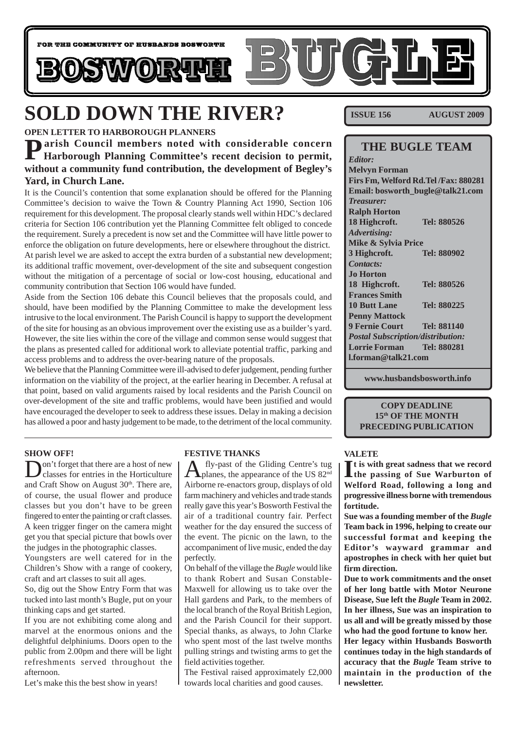FOR THE COMMUNITY OF HUSBANDS BOSWORTH

# BOSWORTH BUGLE

**ISSUE 156 AUGUST 2009**

# SOLD DOWN THE RIVER?

**OPEN LETTER TO HARBOROUGH PLANNERS**

**Parish Council members noted with considerable concern Harborough Planning Committee's recent decision to permit, without a community fund contribution, the development of Begley's Yard, in Church Lane.**

It is the Council's contention that some explanation should be offered for the Planning Committee's decision to waive the Town & Country Planning Act 1990, Section 106 requirement for this development. The proposal clearly stands well within HDC's declared criteria for Section 106 contribution yet the Planning Committee felt obliged to concede the requirement. Surely a precedent is now set and the Committee will have little power to enforce the obligation on future developments, here or elsewhere throughout the district.

At parish level we are asked to accept the extra burden of a substantial new development; its additional traffic movement, over-development of the site and subsequent congestion without the mitigation of a percentage of social or low-cost housing, educational and community contribution that Section 106 would have funded.

Aside from the Section 106 debate this Council believes that the proposals could, and should, have been modified by the Planning Committee to make the development less intrusive to the local environment. The Parish Council is happy to support the development of the site for housing as an obvious improvement over the existing use as a builder's yard. However, the site lies within the core of the village and common sense would suggest that the plans as presented called for additional work to alleviate potential traffic, parking and access problems and to address the over-bearing nature of the proposals.

We believe that the Planning Committee were ill-advised to defer judgement, pending further information on the viability of the project, at the earlier hearing in December. A refusal at that point, based on valid arguments raised by local residents and the Parish Council on over-development of the site and traffic problems, would have been justified and would have encouraged the developer to seek to address these issues. Delay in making a decision has allowed a poor and hasty judgement to be made, to the detriment of the local community.

## THE BUGLE TEAM

*Editor:*
**Melvyn Forman**
**Firs Fm, Welford Rd. Tel /Fax: 880281**
**Email: bosworth_bugle@talk21.com**

*Treasurer:*
**Ralph Horton**
**18 Highcroft. Tel: 880526**

*Advertising:*
**Mike & Sylvia Price**
**3 Highcroft. Tel: 880902**

*Contacts:*
**Jo Horton**
**18 Highcroft. Tel: 880526**
**Frances Smith**
**10 Butt Lane Tel: 880225**
**Penny Mattock**
**9 Fernie Court Tel: 881140**

*Postal Subscription/distribution:*
**Lorrie Forman Tel: 880281**
**l.forman@talk21.com**

**www.husbandsbosworth.info**

**COPY DEADLINE**
**15th OF THE MONTH**
**PRECEDING PUBLICATION**

### SHOW OFF!

Don't forget that there are a host of new classes for entries in the Horticulture and Craft Show on August 30th. There are, of course, the usual flower and produce classes but you don't have to be green fingered to enter the painting or craft classes. A keen trigger finger on the camera might get you that special picture that bowls over the judges in the photographic classes.

Youngsters are well catered for in the Children's Show with a range of cookery, craft and art classes to suit all ages.

So, dig out the Show Entry Form that was tucked into last month's Bugle, put on your thinking caps and get started.

If you are not exhibiting come along and marvel at the enormous onions and the delightful delphiniums. Doors open to the public from 2.00pm and there will be light refreshments served throughout the afternoon.

Let's make this the best show in years!

### FESTIVE THANKS

A fly-past of the Gliding Centre's tug planes, the appearance of the US 82nd Airborne re-enactors group, displays of old farm machinery and vehicles and trade stands really gave this year's Bosworth Festival the air of a traditional country fair. Perfect weather for the day ensured the success of the event. The picnic on the lawn, to the accompaniment of live music, ended the day perfectly.

On behalf of the village the *Bugle* would like to thank Robert and Susan Constable-Maxwell for allowing us to take over the Hall gardens and Park, to the members of the local branch of the Royal British Legion, and the Parish Council for their support. Special thanks, as always, to John Clarke who spent most of the last twelve months pulling strings and twisting arms to get the field activities together.

The Festival raised approximately £2,000 towards local charities and good causes.

### VALETE

**It is with great sadness that we record the passing of Sue Warburton of Welford Road, following a long and progressive illness borne with tremendous fortitude.**

**Sue was a founding member of the *Bugle* Team back in 1996, helping to create our successful format and keeping the Editor's wayward grammar and apostrophes in check with her quiet but firm direction.**

**Due to work commitments and the onset of her long battle with Motor Neurone Disease, Sue left the *Bugle* Team in 2002. In her illness, Sue was an inspiration to us all and will be greatly missed by those who had the good fortune to know her.**

**Her legacy within Husbands Bosworth continues today in the high standards of accuracy that the *Bugle* Team strive to maintain in the production of the newsletter.**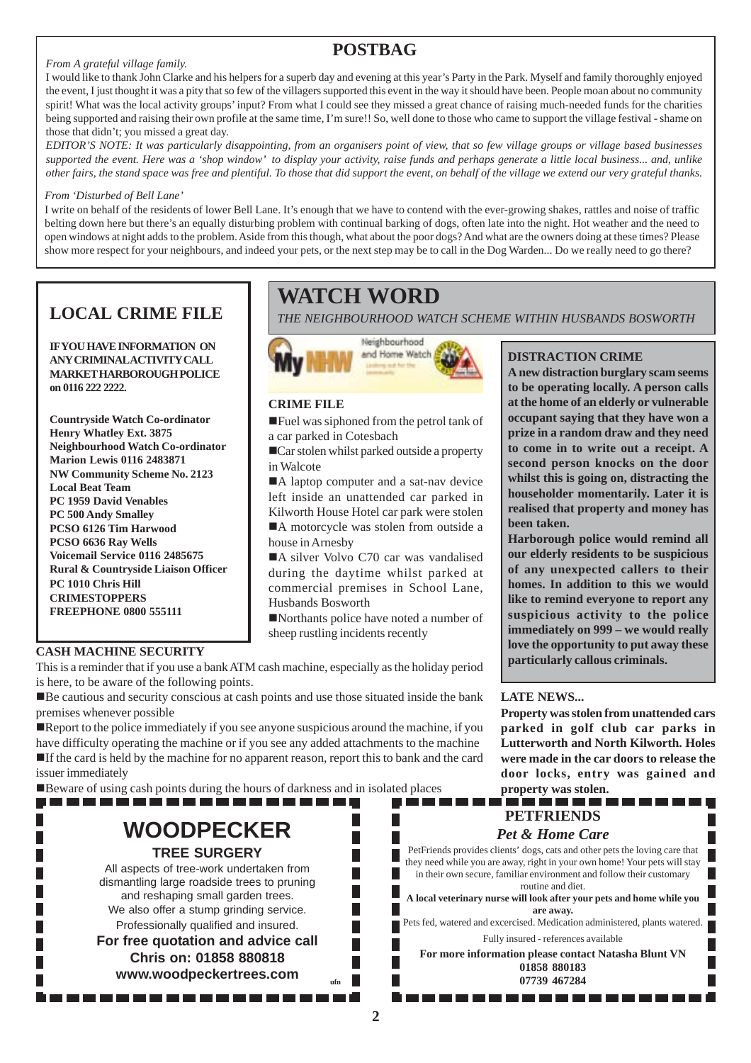## POSTBAG

*From A grateful village family.*

I would like to thank John Clarke and his helpers for a superb day and evening at this year's Party in the Park. Myself and family thoroughly enjoyed the event, I just thought it was a pity that so few of the villagers supported this event in the way it should have been. People moan about no community spirit! What was the local activity groups' input? From what I could see they missed a great chance of raising much-needed funds for the charities being supported and raising their own profile at the same time, I'm sure!! So, well done to those who came to support the village festival - shame on those that didn't; you missed a great day.

*EDITOR'S NOTE: It was particularly disappointing, from an organisers point of view, that so few village groups or village based businesses supported the event. Here was a 'shop window' to display your activity, raise funds and perhaps generate a little local business... and, unlike other fairs, the stand space was free and plentiful. To those that did support the event, on behalf of the village we extend our very grateful thanks.*

*From 'Disturbed of Bell Lane'*

I write on behalf of the residents of lower Bell Lane. It's enough that we have to contend with the ever-growing shakes, rattles and noise of traffic belting down here but there's an equally disturbing problem with continual barking of dogs, often late into the night. Hot weather and the need to open windows at night adds to the problem. Aside from this though, what about the poor dogs? And what are the owners doing at these times? Please show more respect for your neighbours, and indeed your pets, or the next step may be to call in the Dog Warden... Do we really need to go there?

## LOCAL CRIME FILE

**IF YOU HAVE INFORMATION ON ANY CRIMINAL ACTIVITY CALL MARKET HARBOROUGH POLICE on 0116 222 2222.**

**Countryside Watch Co-ordinator**
**Henry Whatley Ext. 3875**
**Neighbourhood Watch Co-ordinator**
**Marion Lewis 0116 2483871**
**NW Community Scheme No. 2123**
**Local Beat Team**
**PC 1959 David Venables**
**PC 500 Andy Smalley**
**PCSO 6126 Tim Harwood**
**PCSO 6636 Ray Wells**
**Voicemail Service 0116 2485675**
**Rural & Countryside Liaison Officer**
**PC 1010 Chris Hill**
**CRIMESTOPPERS**
**FREEPHONE 0800 555111**

## WATCH WORD

*THE NEIGHBOURHOOD WATCH SCHEME WITHIN HUSBANDS BOSWORTH*

My NHW Neighbourhood and Home Watch

### CRIME FILE

- Fuel was siphoned from the petrol tank of a car parked in Cotesbach
- Car stolen whilst parked outside a property in Walcote
- A laptop computer and a sat-nav device left inside an unattended car parked in Kilworth House Hotel car park were stolen
- A motorcycle was stolen from outside a house in Arnesby
- A silver Volvo C70 car was vandalised during the daytime whilst parked at commercial premises in School Lane, Husbands Bosworth
- Northants police have noted a number of sheep rustling incidents recently

### DISTRACTION CRIME

**A new distraction burglary scam seems to be operating locally. A person calls at the home of an elderly or vulnerable occupant saying that they have won a prize in a random draw and they need to come in to write out a receipt. A second person knocks on the door whilst this is going on, distracting the householder momentarily. Later it is realised that property and money has been taken.**

**Harborough police would remind all our elderly residents to be suspicious of any unexpected callers to their homes. In addition to this we would like to remind everyone to report any suspicious activity to the police immediately on 999 – we would really love the opportunity to put away these particularly callous criminals.**

### CASH MACHINE SECURITY

This is a reminder that if you use a bank ATM cash machine, especially as the holiday period is here, to be aware of the following points.

- Be cautious and security conscious at cash points and use those situated inside the bank premises whenever possible
- Report to the police immediately if you see anyone suspicious around the machine, if you have difficulty operating the machine or if you see any added attachments to the machine
- If the card is held by the machine for no apparent reason, report this to bank and the card issuer immediately
- Beware of using cash points during the hours of darkness and in isolated places

### LATE NEWS...

**Property was stolen from unattended cars parked in golf club car parks in Lutterworth and North Kilworth. Holes were made in the car doors to release the door locks, entry was gained and property was stolen.**

## WOODPECKER

### TREE SURGERY

All aspects of tree-work undertaken from dismantling large roadside trees to pruning and reshaping small garden trees.
We also offer a stump grinding service.
Professionally qualified and insured.

**For free quotation and advice call**
**Chris on: 01858 880818**
**www.woodpeckertrees.com**

ufn

## PETFRIENDS

### *Pet & Home Care*

PetFriends provides clients' dogs, cats and other pets the loving care that they need while you are away, right in your own home! Your pets will stay in their own secure, familiar environment and follow their customary routine and diet.

**A local veterinary nurse will look after your pets and home while you are away.**

Pets fed, watered and excercised. Medication administered, plants watered.

Fully insured - references available

**For more information please contact Natasha Blunt VN**
**01858 880183**
**07739 467284**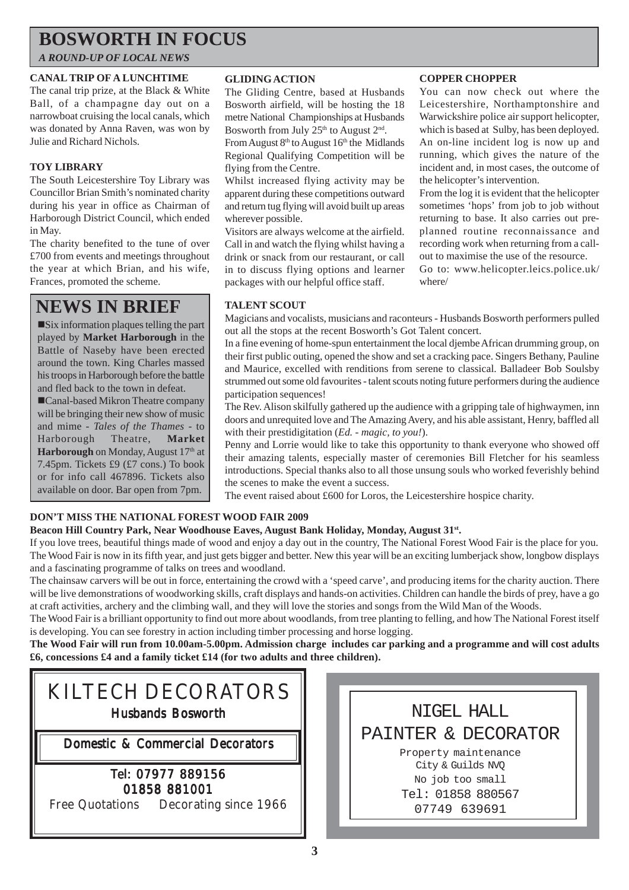# BOSWORTH IN FOCUS

*A ROUND-UP OF LOCAL NEWS*

### CANAL TRIP OF A LUNCHTIME

The canal trip prize, at the Black & White Ball, of a champagne day out on a narrowboat cruising the local canals, which was donated by Anna Raven, was won by Julie and Richard Nichols.

### TOY LIBRARY

The South Leicestershire Toy Library was Councillor Brian Smith's nominated charity during his year in office as Chairman of Harborough District Council, which ended in May.

The charity benefited to the tune of over £700 from events and meetings throughout the year at which Brian, and his wife, Frances, promoted the scheme.

## NEWS IN BRIEF

- Six information plaques telling the part played by **Market Harborough** in the Battle of Naseby have been erected around the town. King Charles massed his troops in Harborough before the battle and fled back to the town in defeat.
- Canal-based Mikron Theatre company will be bringing their new show of music and mime - *Tales of the Thames* - to Harborough Theatre, **Market Harborough** on Monday, August 17th at 7.45pm. Tickets £9 (£7 cons.) To book or for info call 467896. Tickets also available on door. Bar open from 7pm.

### GLIDING ACTION

The Gliding Centre, based at Husbands Bosworth airfield, will be hosting the 18 metre National Championships at Husbands Bosworth from July 25th to August 2nd.

From August 8th to August 16th the Midlands Regional Qualifying Competition will be flying from the Centre.

Whilst increased flying activity may be apparent during these competitions outward and return tug flying will avoid built up areas wherever possible.

Visitors are always welcome at the airfield. Call in and watch the flying whilst having a drink or snack from our restaurant, or call in to discuss flying options and learner packages with our helpful office staff.

### COPPER CHOPPER

You can now check out where the Leicestershire, Northamptonshire and Warwickshire police air support helicopter, which is based at Sulby, has been deployed. An on-line incident log is now up and running, which gives the nature of the incident and, in most cases, the outcome of the helicopter's intervention.

From the log it is evident that the helicopter sometimes 'hops' from job to job without returning to base. It also carries out pre-planned routine reconnaissance and recording work when returning from a call-out to maximise the use of the resource.

Go to: www.helicopter.leics.police.uk/where/

### TALENT SCOUT

Magicians and vocalists, musicians and raconteurs - Husbands Bosworth performers pulled out all the stops at the recent Bosworth's Got Talent concert.

In a fine evening of home-spun entertainment the local djembe African drumming group, on their first public outing, opened the show and set a cracking pace. Singers Bethany, Pauline and Maurice, excelled with renditions from serene to classical. Balladeer Bob Soulsby strummed out some old favourites - talent scouts noting future performers during the audience participation sequences!

The Rev. Alison skilfully gathered up the audience with a gripping tale of highwaymen, inn doors and unrequited love and The Amazing Avery, and his able assistant, Henry, baffled all with their prestidigitation (*Ed. - magic, to you!*).

Penny and Lorrie would like to take this opportunity to thank everyone who showed off their amazing talents, especially master of ceremonies Bill Fletcher for his seamless introductions. Special thanks also to all those unsung souls who worked feverishly behind the scenes to make the event a success.

The event raised about £600 for Loros, the Leicestershire hospice charity.

### DON'T MISS THE NATIONAL FOREST WOOD FAIR 2009

**Beacon Hill Country Park, Near Woodhouse Eaves, August Bank Holiday, Monday, August 31st.**

If you love trees, beautiful things made of wood and enjoy a day out in the country, The National Forest Wood Fair is the place for you. The Wood Fair is now in its fifth year, and just gets bigger and better. New this year will be an exciting lumberjack show, longbow displays and a fascinating programme of talks on trees and woodland.

The chainsaw carvers will be out in force, entertaining the crowd with a 'speed carve', and producing items for the charity auction. There will be live demonstrations of woodworking skills, craft displays and hands-on activities. Children can handle the birds of prey, have a go at craft activities, archery and the climbing wall, and they will love the stories and songs from the Wild Man of the Woods.

The Wood Fair is a brilliant opportunity to find out more about woodlands, from tree planting to felling, and how The National Forest itself is developing. You can see forestry in action including timber processing and horse logging.

**The Wood Fair will run from 10.00am-5.00pm. Admission charge includes car parking and a programme and will cost adults £6, concessions £4 and a family ticket £14 (for two adults and three children).**

---

KILTECH DECORATORS

Husbands Bosworth

Domestic & Commercial Decorators

Tel: 07977 889156
01858 881001

Free Quotations Decorating since 1966

---

NIGEL HALL
PAINTER & DECORATOR

Property maintenance
City & Guilds NVQ
No job too small
Tel: 01858 880567
07749 639691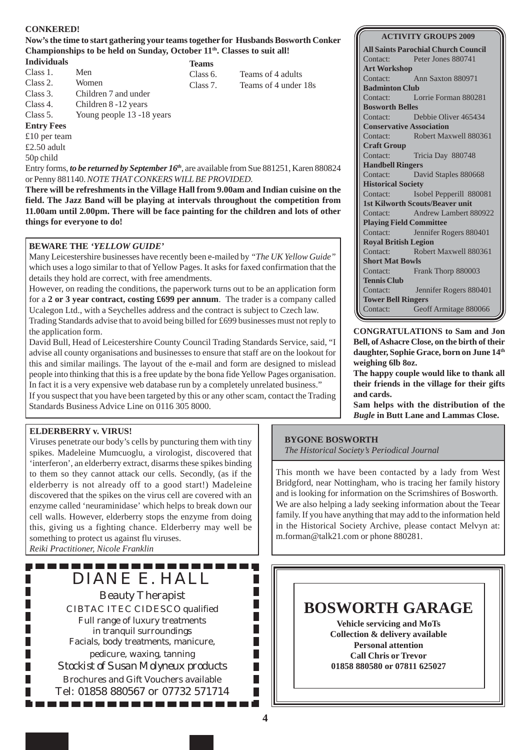## CONKERED!

**Now's the time to start gathering your teams together for Husbands Bosworth Conker Championships to be held on Sunday, October 11th. Classes to suit all!**

**Individuals**

| | |
|---|---|
| Class 1. | Men |
| Class 2. | Women |
| Class 3. | Children 7 and under |
| Class 4. | Children 8 -12 years |
| Class 5. | Young people 13 -18 years |

**Teams**

| | |
|---|---|
| Class 6. | Teams of 4 adults |
| Class 7. | Teams of 4 under 18s |

**Entry Fees**

£10 per team
£2.50 adult
50p child

Entry forms, ***to be returned by September 16th***, are available from Sue 881251, Karen 880824 or Penny 881140. *NOTE THAT CONKERS WILL BE PROVIDED.*

**There will be refreshments in the Village Hall from 9.00am and Indian cuisine on the field. The Jazz Band will be playing at intervals throughout the competition from 11.00am until 2.00pm. There will be face painting for the children and lots of other things for everyone to do!**

## BEWARE THE *'YELLOW GUIDE'*

Many Leicestershire businesses have recently been e-mailed by *"The UK Yellow Guide"* which uses a logo similar to that of Yellow Pages. It asks for faxed confirmation that the details they hold are correct, with free amendments.

However, on reading the conditions, the paperwork turns out to be an application form for a **2 or 3 year contract, costing £699 per annum**. The trader is a company called Ucalegon Ltd., with a Seychelles address and the contract is subject to Czech law.

Trading Standards advise that to avoid being billed for £699 businesses must not reply to the application form.

David Bull, Head of Leicestershire County Council Trading Standards Service, said, "I advise all county organisations and businesses to ensure that staff are on the lookout for this and similar mailings. The layout of the e-mail and form are designed to mislead people into thinking that this is a free update by the bona fide Yellow Pages organisation. In fact it is a very expensive web database run by a completely unrelated business."

If you suspect that you have been targeted by this or any other scam, contact the Trading Standards Business Advice Line on 0116 305 8000.

## ACTIVITY GROUPS 2009

**All Saints Parochial Church Council**
Contact: Peter Jones 880741

**Art Workshop**
Contact: Ann Saxton 880971

**Badminton Club**
Contact: Lorrie Forman 880281

**Bosworth Belles**
Contact: Debbie Oliver 465434

**Conservative Association**
Contact: Robert Maxwell 880361

**Craft Group**
Contact: Tricia Day 880748

**Handbell Ringers**
Contact: David Staples 880668

**Historical Society**
Contact: Isobel Pepperill 880081

**1st Kilworth Scouts/Beaver unit**
Contact: Andrew Lambert 880922

**Playing Field Committee**
Contact: Jennifer Rogers 880401

**Royal British Legion**
Contact: Robert Maxwell 880361

**Short Mat Bowls**
Contact: Frank Thorp 880003

**Tennis Club**
Contact: Jennifer Rogers 880401

**Tower Bell Ringers**
Contact: Geoff Armitage 880066

**CONGRATULATIONS to Sam and Jon Bell, of Ashacre Close, on the birth of their daughter, Sophie Grace, born on June 14th weighing 6lb 8oz.**

**The happy couple would like to thank all their friends in the village for their gifts and cards.**

**Sam helps with the distribution of the *Bugle* in Butt Lane and Lammas Close.**

## ELDERBERRY v. VIRUS!

Viruses penetrate our body's cells by puncturing them with tiny spikes. Madeleine Mumcuoglu, a virologist, discovered that 'interferon', an elderberry extract, disarms these spikes binding to them so they cannot attack our cells. Secondly, (as if the elderberry is not already off to a good start!) Madeleine discovered that the spikes on the virus cell are covered with an enzyme called 'neuraminidase' which helps to break down our cell walls. However, elderberry stops the enzyme from doing this, giving us a fighting chance. Elderberry may well be something to protect us against flu viruses.

*Reiki Practitioner, Nicole Franklin*

## BYGONE BOSWORTH

*The Historical Society's Periodical Journal*

This month we have been contacted by a lady from West Bridgford, near Nottingham, who is tracing her family history and is looking for information on the Scrimshires of Bosworth. We are also helping a lady seeking information about the Teear family. If you have anything that may add to the information held in the Historical Society Archive, please contact Melvyn at: m.forman@talk21.com or phone 880281.

## DIANE E. HALL

*Beauty Therapist*

CIBTAC ITEC CIDESCO qualified
Full range of luxury treatments
in tranquil surroundings
Facials, body treatments, manicure,
pedicure, waxing, tanning
*Stockist of Susan Molyneux products*
Brochures and Gift Vouchers available
Tel: 01858 880567 or 07732 571714

## BOSWORTH GARAGE

**Vehicle servicing and MoTs**
**Collection & delivery available**
**Personal attention**
**Call Chris or Trevor**
**01858 880580 or 07811 625027**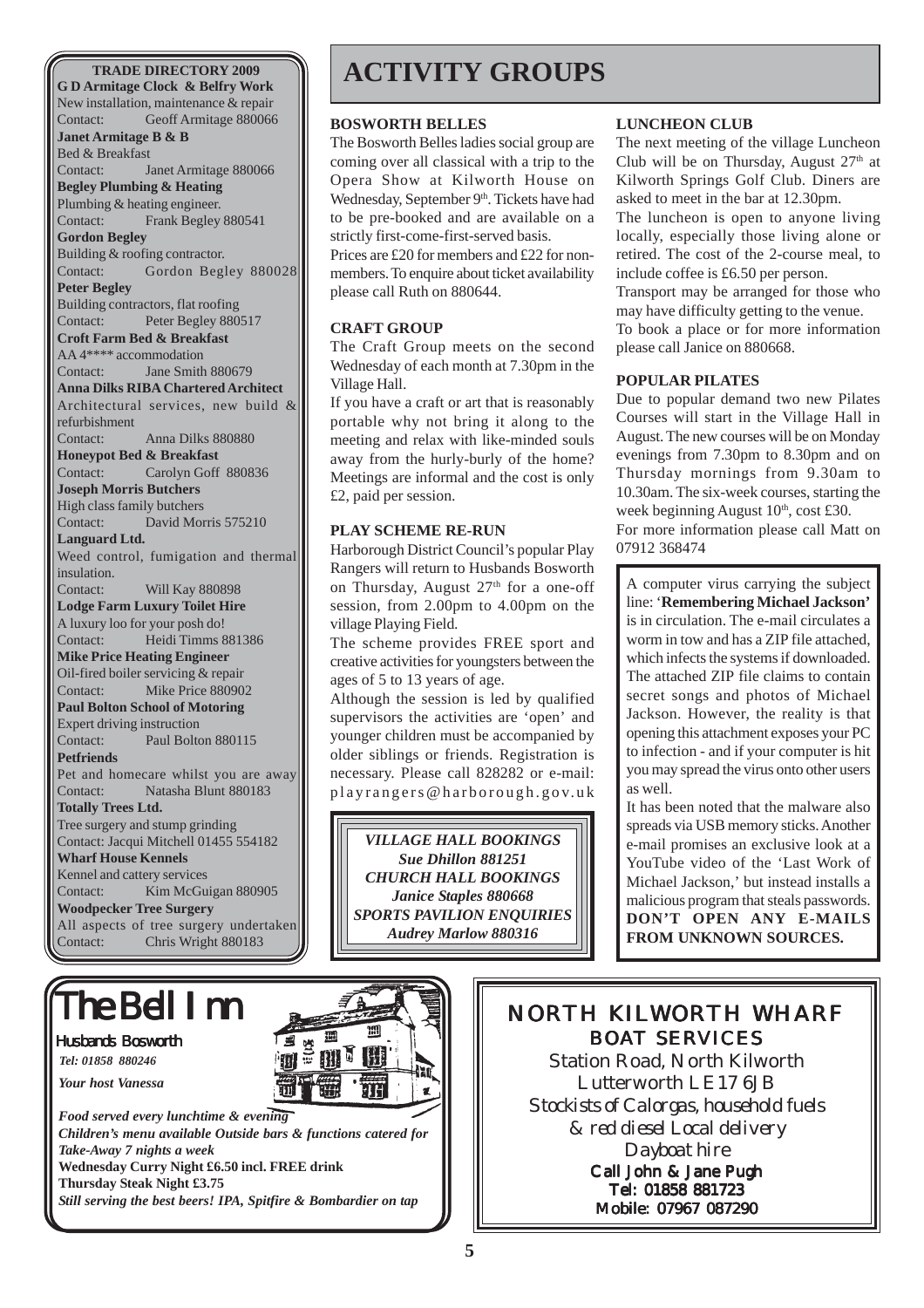## TRADE DIRECTORY 2009

**G D Armitage Clock & Belfry Work**
New installation, maintenance & repair
Contact: Geoff Armitage 880066

**Janet Armitage B & B**
Bed & Breakfast
Contact: Janet Armitage 880066

**Begley Plumbing & Heating**
Plumbing & heating engineer.
Contact: Frank Begley 880541

**Gordon Begley**
Building & roofing contractor.
Contact: Gordon Begley 880028

**Peter Begley**
Building contractors, flat roofing
Contact: Peter Begley 880517

**Croft Farm Bed & Breakfast**
AA 4**** accommodation
Contact: Jane Smith 880679

**Anna Dilks RIBA Chartered Architect**
Architectural services, new build & refurbishment
Contact: Anna Dilks 880880

**Honeypot Bed & Breakfast**
Contact: Carolyn Goff 880836

**Joseph Morris Butchers**
High class family butchers
Contact: David Morris 575210

**Languard Ltd.**
Weed control, fumigation and thermal insulation.
Contact: Will Kay 880898

**Lodge Farm Luxury Toilet Hire**
A luxury loo for your posh do!
Contact: Heidi Timms 881386

**Mike Price Heating Engineer**
Oil-fired boiler servicing & repair
Contact: Mike Price 880902

**Paul Bolton School of Motoring**
Expert driving instruction
Contact: Paul Bolton 880115

**Petfriends**
Pet and homecare whilst you are away
Contact: Natasha Blunt 880183

**Totally Trees Ltd.**
Tree surgery and stump grinding
Contact: Jacqui Mitchell 01455 554182

**Wharf House Kennels**
Kennel and cattery services
Contact: Kim McGuigan 880905

**Woodpecker Tree Surgery**
All aspects of tree surgery undertaken
Contact: Chris Wright 880183

# ACTIVITY GROUPS

### BOSWORTH BELLES

The Bosworth Belles ladies social group are coming over all classical with a trip to the Opera Show at Kilworth House on Wednesday, September 9th. Tickets have had to be pre-booked and are available on a strictly first-come-first-served basis.

Prices are £20 for members and £22 for non-members. To enquire about ticket availability please call Ruth on 880644.

### CRAFT GROUP

The Craft Group meets on the second Wednesday of each month at 7.30pm in the Village Hall.

If you have a craft or art that is reasonably portable why not bring it along to the meeting and relax with like-minded souls away from the hurly-burly of the home? Meetings are informal and the cost is only £2, paid per session.

### PLAY SCHEME RE-RUN

Harborough District Council's popular Play Rangers will return to Husbands Bosworth on Thursday, August 27th for a one-off session, from 2.00pm on 4.00pm on the village Playing Field.

The scheme provides FREE sport and creative activities for youngsters between the ages of 5 to 13 years of age.

Although the session is led by qualified supervisors the activities are 'open' and younger children must be accompanied by older siblings or friends. Registration is necessary. Please call 828282 or e-mail: playrangers@harborough.gov.uk

*VILLAGE HALL BOOKINGS*
*Sue Dhillon 881251*
*CHURCH HALL BOOKINGS*
*Janice Staples 880668*
*SPORTS PAVILION ENQUIRIES*
*Audrey Marlow 880316*

### LUNCHEON CLUB

The next meeting of the village Luncheon Club will be on Thursday, August 27th at Kilworth Springs Golf Club. Diners are asked to meet in the bar at 12.30pm.

The luncheon is open to anyone living locally, especially those living alone or retired. The cost of the 2-course meal, to include coffee is £6.50 per person.

Transport may be arranged for those who may have difficulty getting to the venue.

To book a place or for more information please call Janice on 880668.

### POPULAR PILATES

Due to popular demand two new Pilates Courses will start in the Village Hall in August. The new courses will be on Monday evenings from 7.30pm to 8.30pm and on Thursday mornings from 9.30am to 10.30am. The six-week courses, starting the week beginning August 10th, cost £30.

For more information please call Matt on 07912 368474

A computer virus carrying the subject line: '**Remembering Michael Jackson'** is in circulation. The e-mail circulates a worm in tow and has a ZIP file attached, which infects the systems if downloaded. The attached ZIP file claims to contain secret songs and photos of Michael Jackson. However, the reality is that opening this attachment exposes your PC to infection - and if your computer is hit you may spread the virus onto other users as well.

It has been noted that the malware also spreads via USB memory sticks. Another e-mail promises an exclusive look at a YouTube video of the 'Last Work of Michael Jackson,' but instead installs a malicious program that steals passwords. **DON'T OPEN ANY E-MAILS FROM UNKNOWN SOURCES.**

# The Bell Inn

Husbands Bosworth
*Tel: 01858 880246*
*Your host Vanessa*

***Food served every lunchtime & evening***
***Children's menu available Outside bars & functions catered for***
***Take-Away 7 nights a week***
**Wednesday Curry Night £6.50 incl. FREE drink**
**Thursday Steak Night £3.75**
***Still serving the best beers! IPA, Spitfire & Bombardier on tap***

## NORTH KILWORTH WHARF BOAT SERVICES

Station Road, North Kilworth
Lutterworth LE17 6JB
*Stockists of Calorgas, household fuels & red diesel Local delivery*
*Dayboat hire*
**Call John & Jane Pugh**
**Tel: 01858 881723**
**Mobile: 07967 087290**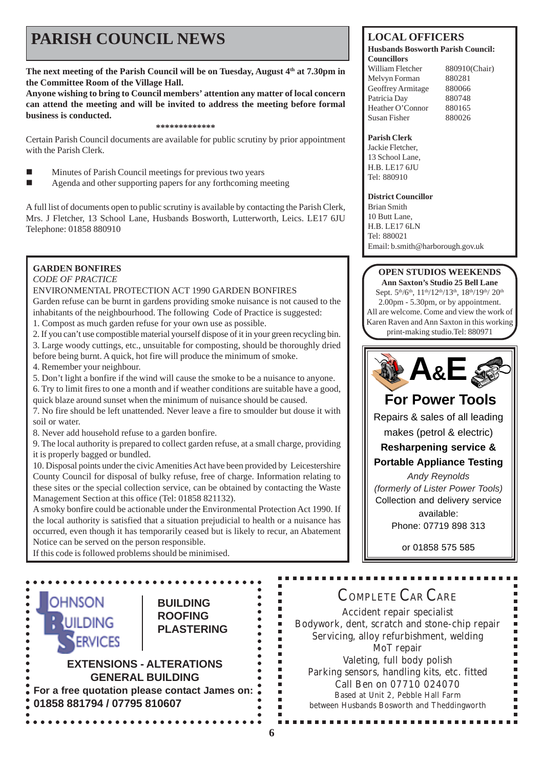# PARISH COUNCIL NEWS

**The next meeting of the Parish Council will be on Tuesday, August 4th at 7.30pm in the Committee Room of the Village Hall.**

**Anyone wishing to bring to Council members' attention any matter of local concern can attend the meeting and will be invited to address the meeting before formal business is conducted.**

*************

Certain Parish Council documents are available for public scrutiny by prior appointment with the Parish Clerk.

- Minutes of Parish Council meetings for previous two years
- Agenda and other supporting papers for any forthcoming meeting

A full list of documents open to public scrutiny is available by contacting the Parish Clerk, Mrs. J Fletcher, 13 School Lane, Husbands Bosworth, Lutterworth, Leics. LE17 6JU Telephone: 01858 880910

## LOCAL OFFICERS

**Husbands Bosworth Parish Council:**
**Councillors**

| | |
|---|---|
| William Fletcher | 880910(Chair) |
| Melvyn Forman | 880281 |
| Geoffrey Armitage | 880066 |
| Patricia Day | 880748 |
| Heather O'Connor | 880165 |
| Susan Fisher | 880026 |

**Parish Clerk**
Jackie Fletcher,
13 School Lane,
H.B. LE17 6JU
Tel: 880910

**District Councillor**
Brian Smith
10 Butt Lane,
H.B. LE17 6LN
Tel: 880021
Email: b.smith@harborough.gov.uk

### GARDEN BONFIRES

*CODE OF PRACTICE*

ENVIRONMENTAL PROTECTION ACT 1990 GARDEN BONFIRES

Garden refuse can be burnt in gardens providing smoke nuisance is not caused to the inhabitants of the neighbourhood. The following Code of Practice is suggested:

1. Compost as much garden refuse for your own use as possible.
2. If you can't use compostible material yourself dispose of it in your green recycling bin.
3. Large woody cuttings, etc., unsuitable for composting, should be thoroughly dried before being burnt. A quick, hot fire will produce the minimum of smoke.
4. Remember your neighbour.
5. Don't light a bonfire if the wind will cause the smoke to be a nuisance to anyone.
6. Try to limit fires to one a month and if weather conditions are suitable have a good, quick blaze around sunset when the minimum of nuisance should be caused.
7. No fire should be left unattended. Never leave a fire to smoulder but douse it with soil or water.
8. Never add household refuse to a garden bonfire.
9. The local authority is prepared to collect garden refuse, at a small charge, providing it is properly bagged or bundled.
10. Disposal points under the civic Amenities Act have been provided by Leicestershire County Council for disposal of bulky refuse, free of charge. Information relating to these sites or the special collection service, can be obtained by contacting the Waste Management Section at this office (Tel: 01858 821132).

A smoky bonfire could be actionable under the Environmental Protection Act 1990. If the local authority is satisfied that a situation prejudicial to health or a nuisance has occurred, even though it has temporarily ceased but is likely to recur, an Abatement Notice can be served on the person responsible.

If this code is followed problems should be minimised.

**OPEN STUDIOS WEEKENDS**
**Ann Saxton's Studio 25 Bell Lane**
Sept. 5th/6th, 11th/12th/13th, 18th/19th/ 20th
2.00pm - 5.30pm, or by appointment.
All are welcome. Come and view the work of Karen Raven and Ann Saxton in this working print-making studio.Tel: 880971

**A&E**
**For Power Tools**
Repairs & sales of all leading makes (petrol & electric)
**Resharpening service & Portable Appliance Testing**
*Andy Reynolds*
*(formerly of Lister Power Tools)*
Collection and delivery service available:
Phone: 07719 898 313
or 01858 575 585

**JOHNSON BUILDING SERVICES**
**BUILDING**
**ROOFING**
**PLASTERING**
**EXTENSIONS - ALTERATIONS**
**GENERAL BUILDING**
**For a free quotation please contact James on:**
**01858 881794 / 07795 810607**

COMPLETE CAR CARE
Accident repair specialist
Bodywork, dent, scratch and stone-chip repair
Servicing, alloy refurbishment, welding
MoT repair
Valeting, full body polish
Parking sensors, handling kits, etc. fitted
Call Ben on 07710 024070
Based at Unit 2, Pebble Hall Farm
between Husbands Bosworth and Theddingworth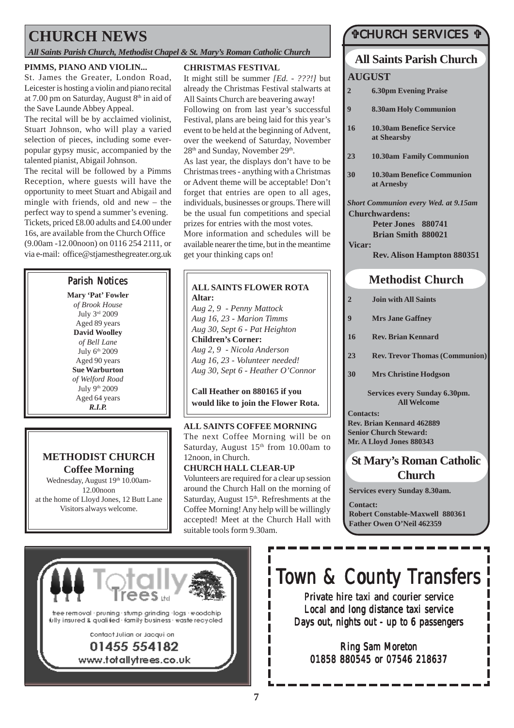# CHURCH NEWS

*All Saints Parish Church, Methodist Chapel & St. Mary's Roman Catholic Church*

### PIMMS, PIANO AND VIOLIN...

St. James the Greater, London Road, Leicester is hosting a violin and piano recital at 7.00 pm on Saturday, August 8th in aid of the Save Launde Abbey Appeal.

The recital will be by acclaimed violinist, Stuart Johnson, who will play a varied selection of pieces, including some ever-popular gypsy music, accompanied by the talented pianist, Abigail Johnson.

The recital will be followed by a Pimms Reception, where guests will have the opportunity to meet Stuart and Abigail and mingle with friends, old and new – the perfect way to spend a summer's evening.

Tickets, priced £8.00 adults and £4.00 under 16s, are available from the Church Office (9.00am -12.00noon) on 0116 254 2111, or via e-mail: office@stjamesthegreater.org.uk

### Parish Notices

**Mary 'Pat' Fowler**
*of Brook House*
July 3rd 2009
Aged 89 years

**David Woolley**
*of Bell Lane*
July 6th 2009
Aged 90 years

**Sue Warburton**
*of Welford Road*
July 9th 2009
Aged 64 years

***R.I.P.***

### METHODIST CHURCH Coffee Morning

Wednesday, August 19th 10.00am-12.00noon
at the home of Lloyd Jones, 12 Butt Lane
Visitors always welcome.

### CHRISTMAS FESTIVAL

It might still be summer *[Ed. - ???!]* but already the Christmas Festival stalwarts at All Saints Church are beavering away!

Following on from last year's successful Festival, plans are being laid for this year's event to be held at the beginning of Advent, over the weekend of Saturday, November 28th and Sunday, November 29th.

As last year, the displays don't have to be Christmas trees - anything with a Christmas or Advent theme will be acceptable! Don't forget that entries are open to all ages, individuals, businesses or groups. There will be the usual fun competitions and special prizes for entries with the most votes.

More information and schedules will be available nearer the time, but in the meantime get your thinking caps on!

### ALL SAINTS FLOWER ROTA

**Altar:**
*Aug 2, 9 - Penny Mattock*
*Aug 16, 23 - Marion Timms*
*Aug 30, Sept 6 - Pat Heighton*

**Children's Corner:**
*Aug 2, 9 - Nicola Anderson*
*Aug 16, 23 - Volunteer needed!*
*Aug 30, Sept 6 - Heather O'Connor*

**Call Heather on 880165 if you would like to join the Flower Rota.**

### ALL SAINTS COFFEE MORNING

The next Coffee Morning will be on Saturday, August 15th from 10.00am to 12noon, in Church.

### CHURCH HALL CLEAR-UP

Volunteers are required for a clear up session around the Church Hall on the morning of Saturday, August 15th. Refreshments at the Coffee Morning! Any help will be willingly accepted! Meet at the Church Hall with suitable tools form 9.30am.

## ✞CHURCH SERVICES ✞

### All Saints Parish Church

**AUGUST**

| | |
|---|---|
| **2** | **6.30pm Evening Praise** |
| **9** | **8.30am Holy Communion** |
| **16** | **10.30am Benefice Service at Shearsby** |
| **23** | **10.30am Family Communion** |
| **30** | **10.30am Benefice Communion at Arnesby** |

***Short Communion every Wed. at 9.15am***

**Churchwardens:**
**Peter Jones 880741**
**Brian Smith 880021**

**Vicar:**
**Rev. Alison Hampton 880351**

### Methodist Church

| | |
|---|---|
| **2** | **Join with All Saints** |
| **9** | **Mrs Jane Gaffney** |
| **16** | **Rev. Brian Kennard** |
| **23** | **Rev. Trevor Thomas (Communion)** |
| **30** | **Mrs Christine Hodgson** |

**Services every Sunday 6.30pm.**
**All Welcome**

**Contacts:**
**Rev. Brian Kennard 462889**
**Senior Church Steward:**
**Mr. A Lloyd Jones 880343**

### St Mary's Roman Catholic Church

**Services every Sunday 8.30am.**

**Contact:**
**Robert Constable-Maxwell 880361**
**Father Owen O'Neil 462359**

---

**Totally Trees Ltd**

tree removal · pruning · stump grinding · logs · woodchip
fully insured & qualified · family business · waste recycled

Contact Julian or Jacqui on
**01455 554182**
www.totallytrees.co.uk

---

# Town & County Transfers

Private hire taxi and courier service
Local and long distance taxi service
Days out, nights out - up to 6 passengers

Ring Sam Moreton
01858 880545 or 07546 218637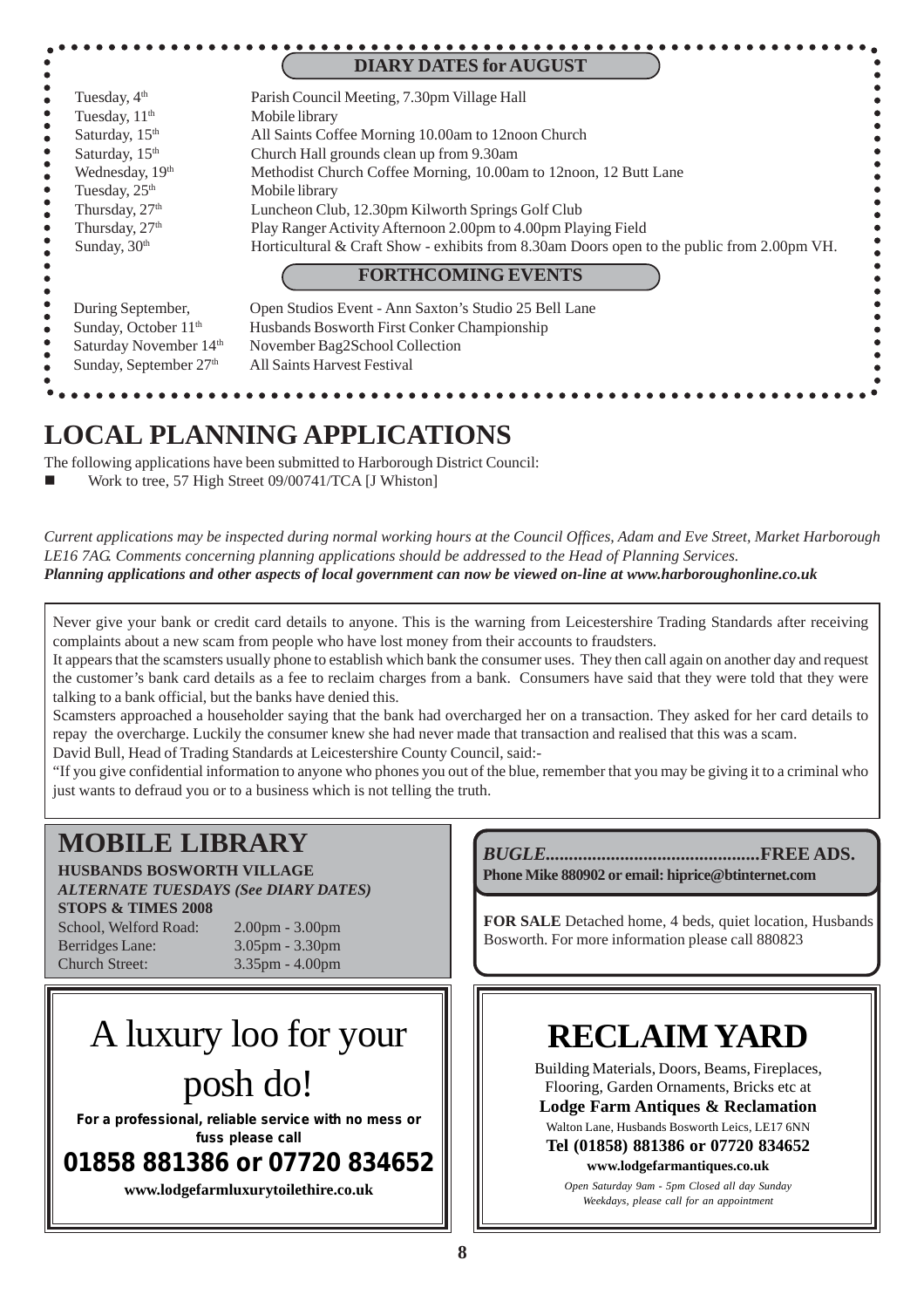## DIARY DATES for AUGUST

| | |
|---|---|
| Tuesday, 4th | Parish Council Meeting, 7.30pm Village Hall |
| Tuesday, 11th | Mobile library |
| Saturday, 15th | All Saints Coffee Morning 10.00am to 12noon Church |
| Saturday, 15th | Church Hall grounds clean up from 9.30am |
| Wednesday, 19th | Methodist Church Coffee Morning, 10.00am to 12noon, 12 Butt Lane |
| Tuesday, 25th | Mobile library |
| Thursday, 27th | Luncheon Club, 12.30pm Kilworth Springs Golf Club |
| Thursday, 27th | Play Ranger Activity Afternoon 2.00pm to 4.00pm Playing Field |
| Sunday, 30th | Horticultural & Craft Show - exhibits from 8.30am Doors open to the public from 2.00pm VH. |

## FORTHCOMING EVENTS

| | |
|---|---|
| During September, | Open Studios Event - Ann Saxton's Studio 25 Bell Lane |
| Sunday, October 11th | Husbands Bosworth First Conker Championship |
| Saturday November 14th | November Bag2School Collection |
| Sunday, September 27th | All Saints Harvest Festival |

# LOCAL PLANNING APPLICATIONS

The following applications have been submitted to Harborough District Council:

- Work to tree, 57 High Street 09/00741/TCA [J Whiston]

*Current applications may be inspected during normal working hours at the Council Offices, Adam and Eve Street, Market Harborough LE16 7AG. Comments concerning planning applications should be addressed to the Head of Planning Services.*
***Planning applications and other aspects of local government can now be viewed on-line at www.harboroughonline.co.uk***

Never give your bank or credit card details to anyone. This is the warning from Leicestershire Trading Standards after receiving complaints about a new scam from people who have lost money from their accounts to fraudsters.
It appears that the scamsters usually phone to establish which bank the consumer uses. They then call again on another day and request the customer's bank card details as a fee to reclaim charges from a bank. Consumers have said that they were told that they were talking to a bank official, but the banks have denied this.
Scamsters approached a householder saying that the bank had overcharged her on a transaction. They asked for her card details to repay the overcharge. Luckily the consumer knew she had never made that transaction and realised that this was a scam.
David Bull, Head of Trading Standards at Leicestershire County Council, said:-
"If you give confidential information to anyone who phones you out of the blue, remember that you may be giving it to a criminal who just wants to defraud you or to a business which is not telling the truth.

# MOBILE LIBRARY

**HUSBANDS BOSWORTH VILLAGE**
***ALTERNATE TUESDAYS (See DIARY DATES)***
**STOPS & TIMES 2008**

| | |
|---|---|
| School, Welford Road: | 2.00pm - 3.00pm |
| Berridges Lane: | 3.05pm - 3.30pm |
| Church Street: | 3.35pm - 4.00pm |

***BUGLE*.............................................FREE ADS.**
**Phone Mike 880902 or email: hiprice@btinternet.com**

**FOR SALE** Detached home, 4 beds, quiet location, Husbands Bosworth. For more information please call 880823

# A luxury loo for your posh do!

**For a professional, reliable service with no mess or fuss please call**

**01858 881386 or 07720 834652**

**www.lodgefarmluxurytoilethire.co.uk**

# RECLAIM YARD

Building Materials, Doors, Beams, Fireplaces, Flooring, Garden Ornaments, Bricks etc at

**Lodge Farm Antiques & Reclamation**

Walton Lane, Husbands Bosworth Leics, LE17 6NN

**Tel (01858) 881386 or 07720 834652**

**www.lodgefarmantiques.co.uk**

*Open Saturday 9am - 5pm Closed all day Sunday*
*Weekdays, please call for an appointment*